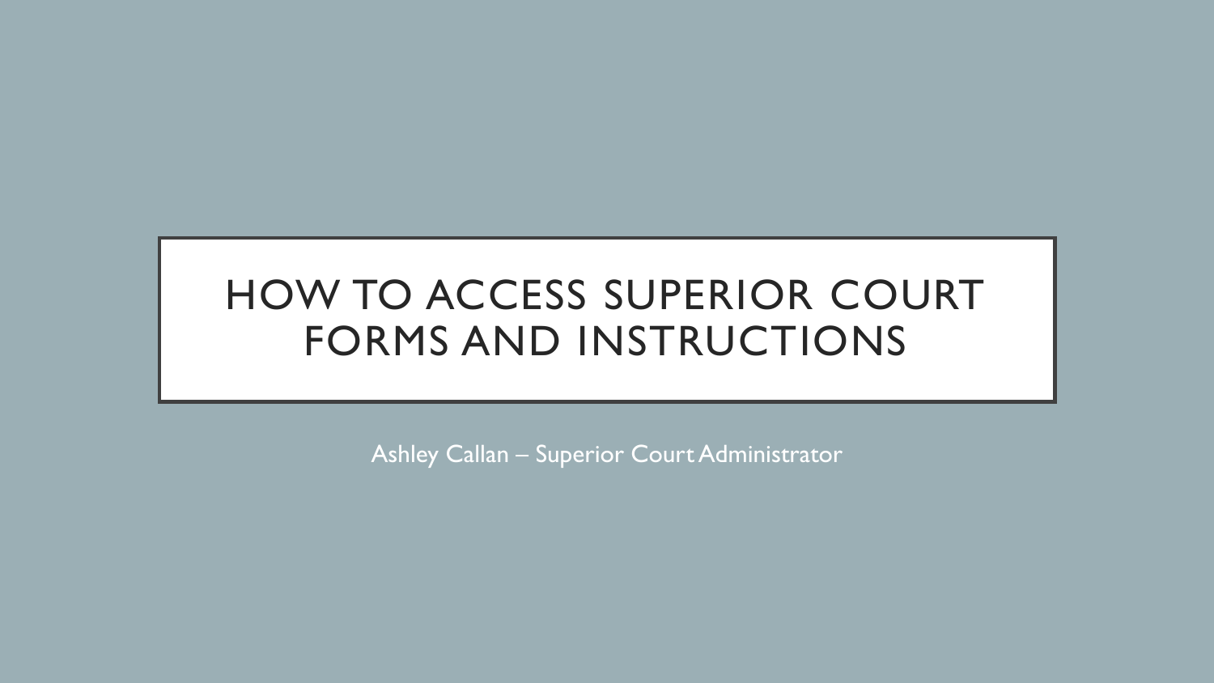# HOW TO ACCESS SUPERIOR COURT FORMS AND INSTRUCTIONS

Ashley Callan – Superior Court Administrator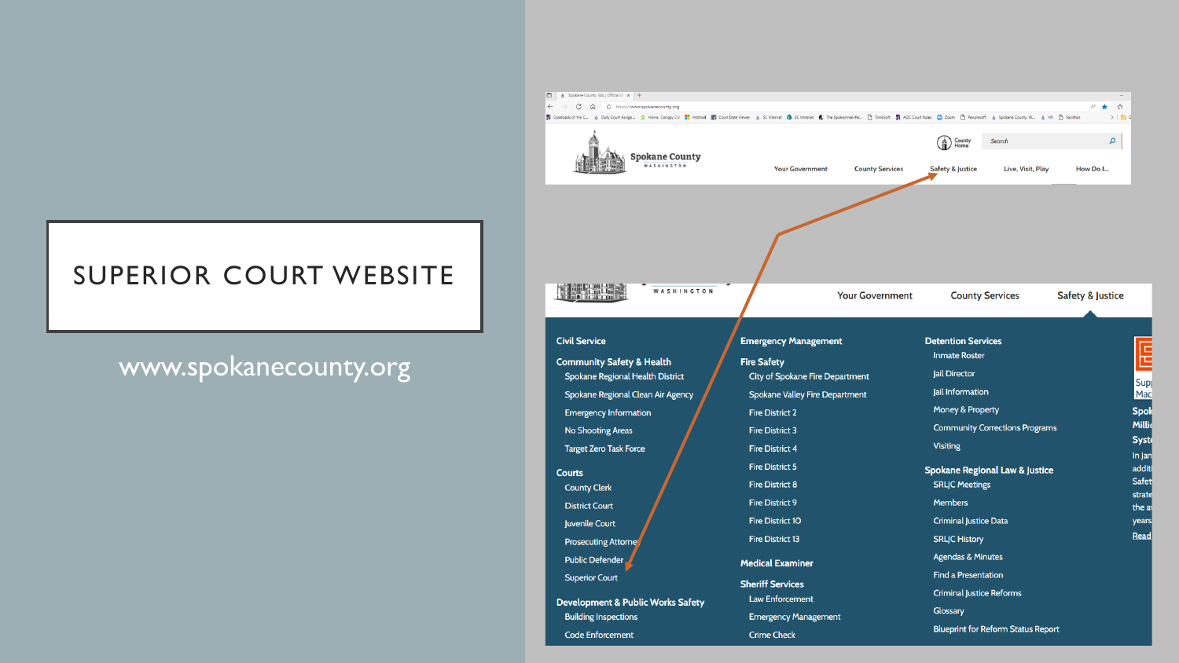# SUPERIOR COURT WEBSITE

www.spokanecounty.org

Your Government | County Services | Safety & Justice | Live, Visit, Play | How Do I...

**Civil Service**

**Community Safety & Health**
- Spokane Regional Health District
- Spokane Regional Clean Air Agency
- Emergency Information
- No Shooting Areas
- Target Zero Task Force

**Courts**
- County Clerk
- District Court
- Juvenile Court
- Prosecuting Attorney
- Public Defender
- Superior Court

**Development & Public Works Safety**
- Building Inspections
- Code Enforcement

**Emergency Management**

**Fire Safety**
- City of Spokane Fire Department
- Spokane Valley Fire Department
- Fire District 2
- Fire District 3
- Fire District 4
- Fire District 5
- Fire District 8
- Fire District 9
- Fire District 10
- Fire District 13

**Medical Examiner**

**Sheriff Services**
- Law Enforcement
- Emergency Management
- Crime Check

**Detention Services**
- Inmate Roster
- Jail Director
- Jail Information
- Money & Property
- Community Corrections Programs
- Visiting

**Spokane Regional Law & Justice**
- SRLJC Meetings
- Members
- Criminal Justice Data
- SRLJC History
- Agendas & Minutes
- Find a Presentation
- Criminal Justice Reforms
- Glossary
- Blueprint for Reform Status Report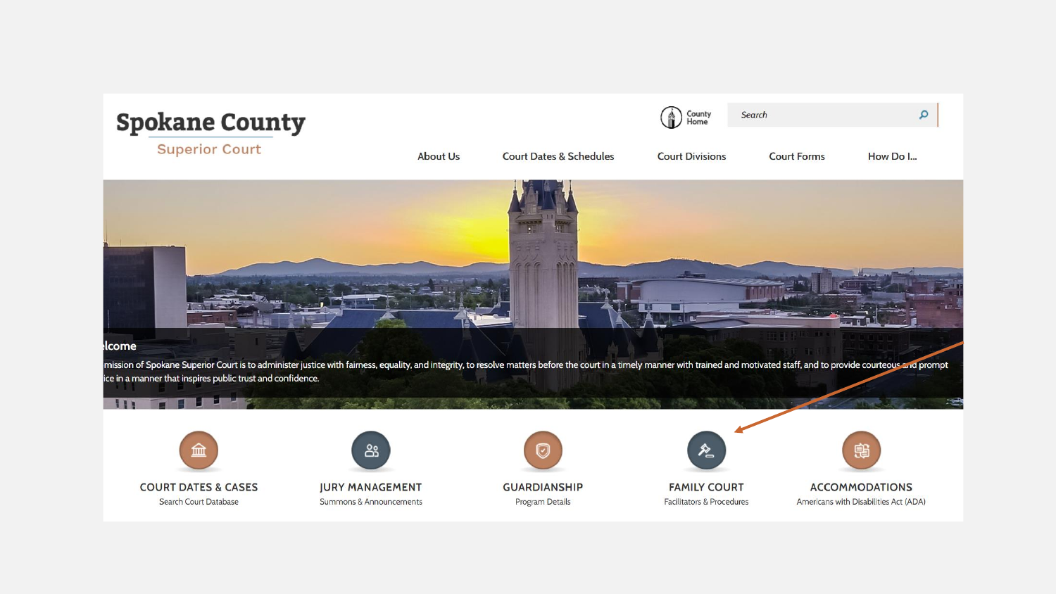# Spokane County

Superior Court

County Home

Search

About Us | Court Dates & Schedules | Court Divisions | Court Forms | How Do I...

lcome

mission of Spokane Superior Court is to administer justice with fairness, equality, and integrity, to resolve matters before the court in a timely manner with trained and motivated staff, and to provide courteous and prompt ice in a manner that inspires public trust and confidence.

**COURT DATES & CASES**
Search Court Database

**JURY MANAGEMENT**
Summons & Announcements

**GUARDIANSHIP**
Program Details

**FAMILY COURT**
Facilitators & Procedures

**ACCOMMODATIONS**
Americans with Disabilities Act (ADA)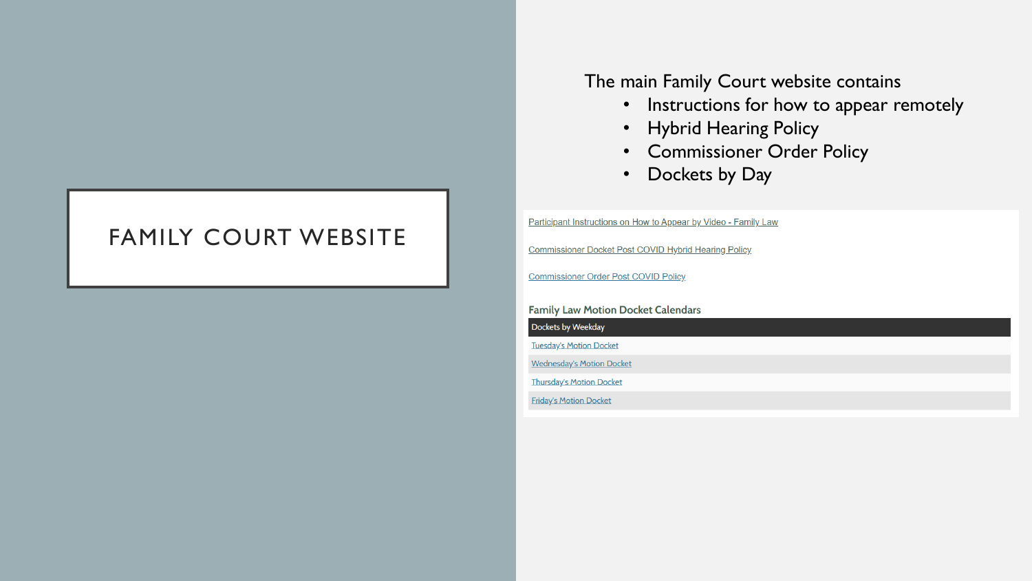# FAMILY COURT WEBSITE

The main Family Court website contains

- Instructions for how to appear remotely
- Hybrid Hearing Policy
- Commissioner Order Policy
- Dockets by Day

Participant Instructions on How to Appear by Video - Family Law

Commissioner Docket Post COVID Hybrid Hearing Policy

Commissioner Order Post COVID Policy

## Family Law Motion Docket Calendars

| Dockets by Weekday |
|---|
| Tuesday's Motion Docket |
| Wednesday's Motion Docket |
| Thursday's Motion Docket |
| Friday's Motion Docket |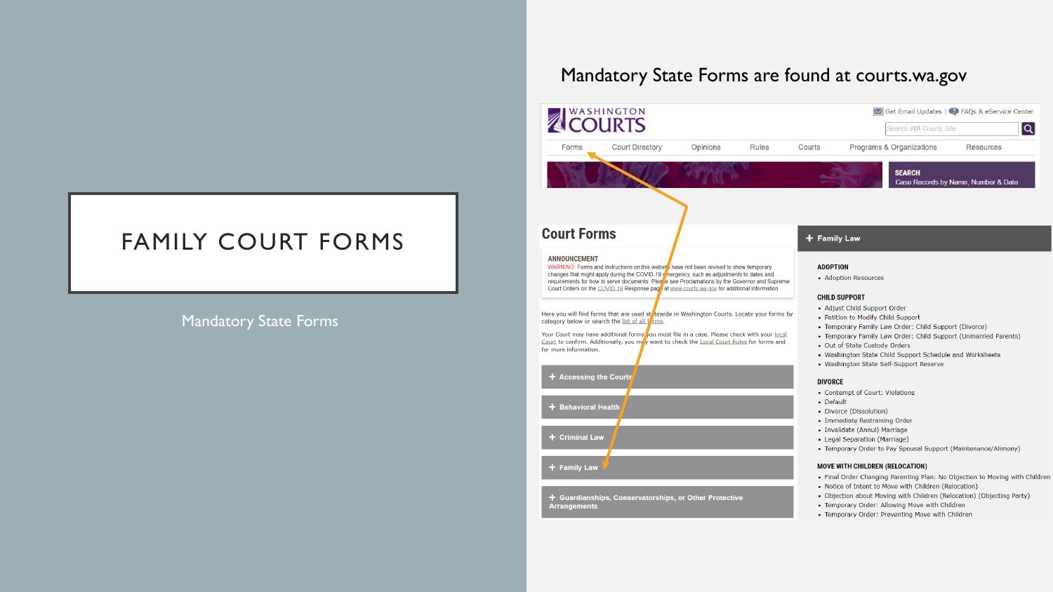# FAMILY COURT FORMS

Mandatory State Forms

## Mandatory State Forms are found at courts.wa.gov

WASHINGTON COURTS

Get Email Updates | FAQs & eService Center

Search WA Courts Site

Forms | Court Directory | Opinions | Rules | Courts | Programs & Organizations | Resources

SEARCH
Case Records by Name, Number & Date

### Court Forms

**ANNOUNCEMENT**

WARNING: Forms and instructions on this website have not been revised to show temporary changes that might apply during the COVID-19 emergency, such as adjustments to dates and requirements for how to serve documents. Please see Proclamations by the Governor and Supreme Court Orders on the COVID-19 Response page at www.courts.wa.gov for additional information.

Here you will find forms that are used statewide in Washington Courts. Locate your forms by category below or search the list of all forms.

Your Court may have additional forms you must file in a case. Please check with your local Court to confirm. Additionally, you may want to check the Local Court Rules for forms and for more information.

- + Accessing the Courts
- + Behavioral Health
- + Criminal Law
- + Family Law
- + Guardianships, Conservatorships, or Other Protective Arrangements

**+ Family Law**

**ADOPTION**
- Adoption Resources

**CHILD SUPPORT**
- Adjust Child Support Order
- Petition to Modify Child Support
- Temporary Family Law Order: Child Support (Divorce)
- Temporary Family Law Order: Child Support (Unmarried Parents)
- Out of State Custody Orders
- Washington State Child Support Schedule and Worksheets
- Washington State Self-Support Reserve

**DIVORCE**
- Contempt of Court: Violations
- Default
- Divorce (Dissolution)
- Immediate Restraining Order
- Invalidate (Annul) Marriage
- Legal Separation (Marriage)
- Temporary Order to Pay Spousal Support (Maintenance/Alimony)

**MOVE WITH CHILDREN (RELOCATION)**
- Final Order Changing Parenting Plan: No Objection to Moving with Children
- Notice of Intent to Move with Children (Relocation)
- Objection about Moving with Children (Relocation) (Objecting Party)
- Temporary Order: Allowing Move with Children
- Temporary Order: Preventing Move with Children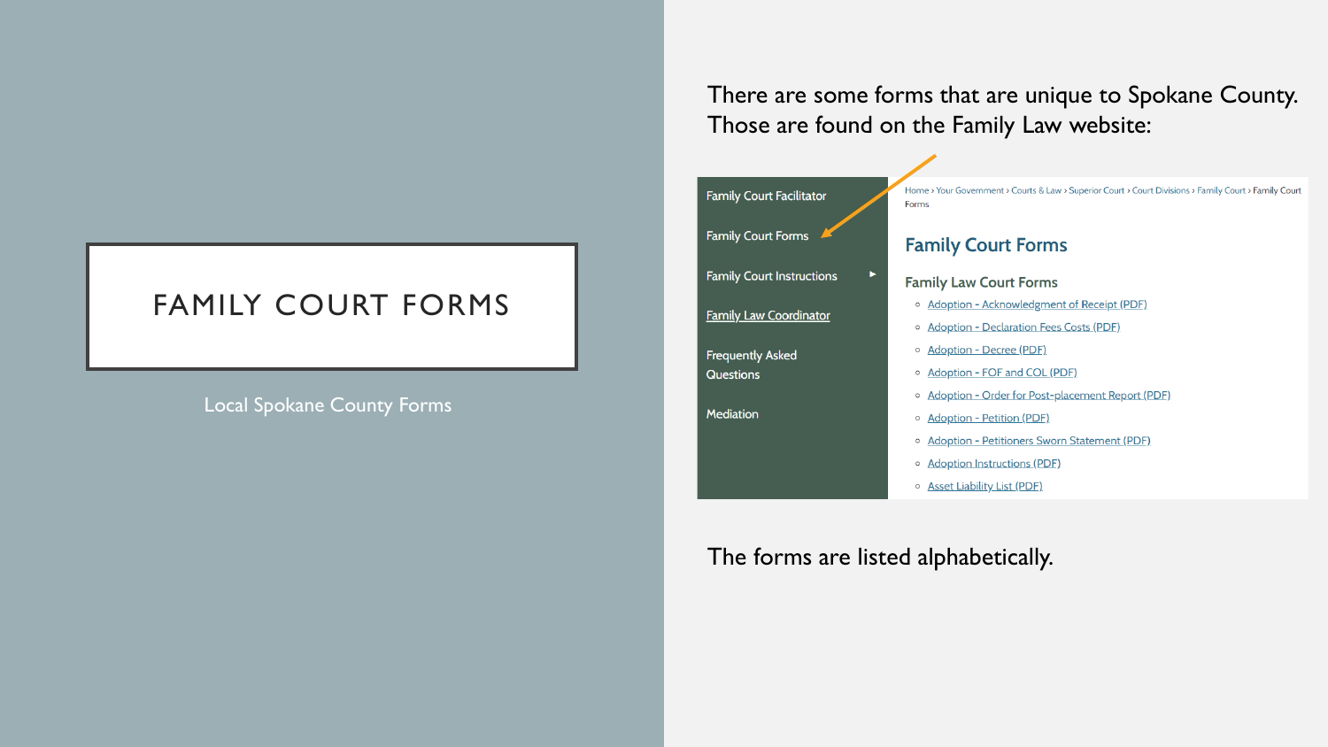# FAMILY COURT FORMS

Local Spokane County Forms

There are some forms that are unique to Spokane County. Those are found on the Family Law website:

- Family Court Facilitator
- Family Court Forms
- Family Court Instructions
- Family Law Coordinator
- Frequently Asked Questions
- Mediation

Home › Your Government › Courts & Law › Superior Court › Court Divisions › Family Court › Family Court Forms

## Family Court Forms

### Family Law Court Forms

- Adoption - Acknowledgment of Receipt (PDF)
- Adoption - Declaration Fees Costs (PDF)
- Adoption - Decree (PDF)
- Adoption - FOF and COL (PDF)
- Adoption - Order for Post-placement Report (PDF)
- Adoption - Petition (PDF)
- Adoption - Petitioners Sworn Statement (PDF)
- Adoption Instructions (PDF)
- Asset Liability List (PDF)

The forms are listed alphabetically.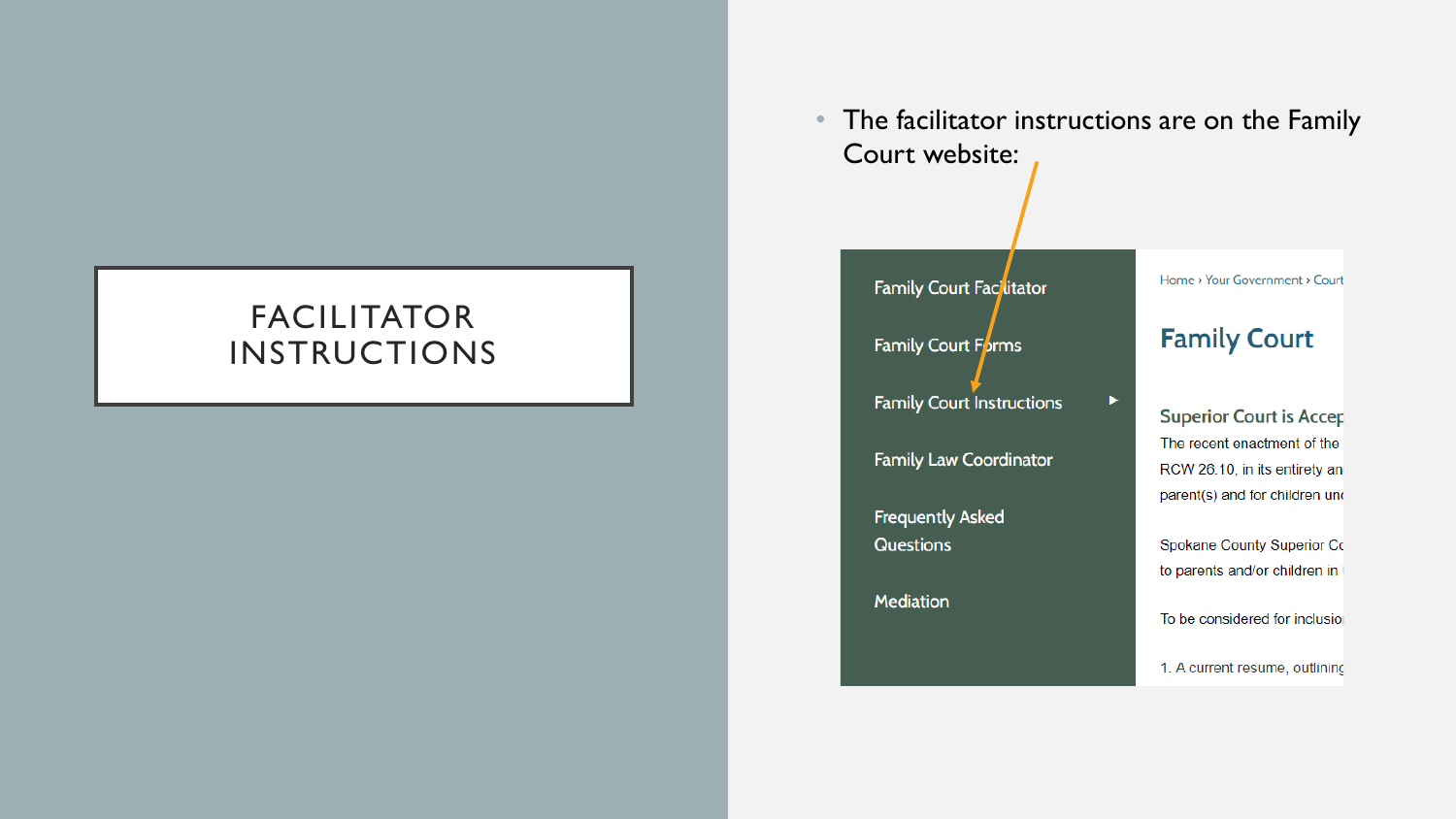# FACILITATOR INSTRUCTIONS

- The facilitator instructions are on the Family Court website:

Family Court Facilitator

Family Court Forms

Family Court Instructions

Family Law Coordinator

Frequently Asked Questions

Mediation

Home › Your Government › Court

## Family Court

### Superior Court is Accep

The recent enactment of the RCW 26.10, in its entirety an parent(s) and for children unc

Spokane County Superior Co to parents and/or children in

To be considered for inclusio

1. A current resume, outlining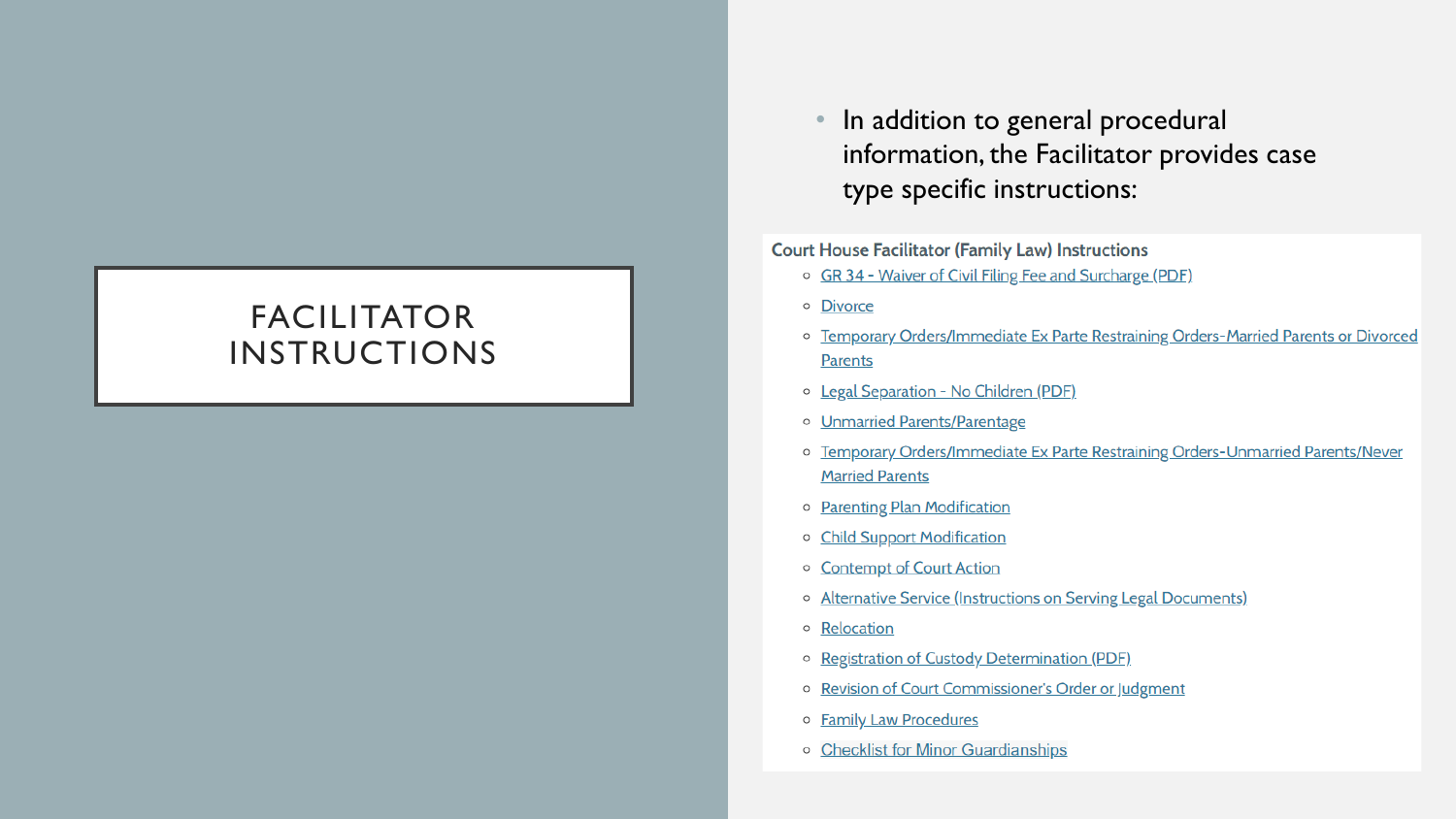# FACILITATOR INSTRUCTIONS

- In addition to general procedural information, the Facilitator provides case type specific instructions:

**Court House Facilitator (Family Law) Instructions**

- GR 34 - Waiver of Civil Filing Fee and Surcharge (PDF)
- Divorce
- Temporary Orders/Immediate Ex Parte Restraining Orders-Married Parents or Divorced Parents
- Legal Separation - No Children (PDF)
- Unmarried Parents/Parentage
- Temporary Orders/Immediate Ex Parte Restraining Orders-Unmarried Parents/Never Married Parents
- Parenting Plan Modification
- Child Support Modification
- Contempt of Court Action
- Alternative Service (Instructions on Serving Legal Documents)
- Relocation
- Registration of Custody Determination (PDF)
- Revision of Court Commissioner's Order or Judgment
- Family Law Procedures
- Checklist for Minor Guardianships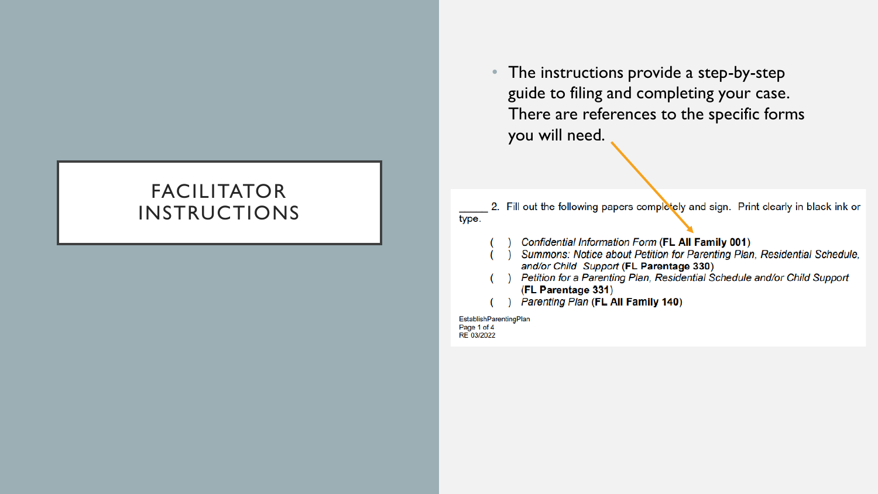# FACILITATOR INSTRUCTIONS

- The instructions provide a step-by-step guide to filing and completing your case. There are references to the specific forms you will need.

_____ 2. Fill out the following papers completely and sign. Print clearly in black ink or type.

( ) *Confidential Information Form* (**FL All Family 001**)
( ) *Summons: Notice about Petition for Parenting Plan, Residential Schedule, and/or Child Support* (**FL Parentage 330**)
( ) *Petition for a Parenting Plan, Residential Schedule and/or Child Support* (**FL Parentage 331**)
( ) *Parenting Plan* (**FL All Family 140**)

EstablishParentingPlan
Page 1 of 4
RE 03/2022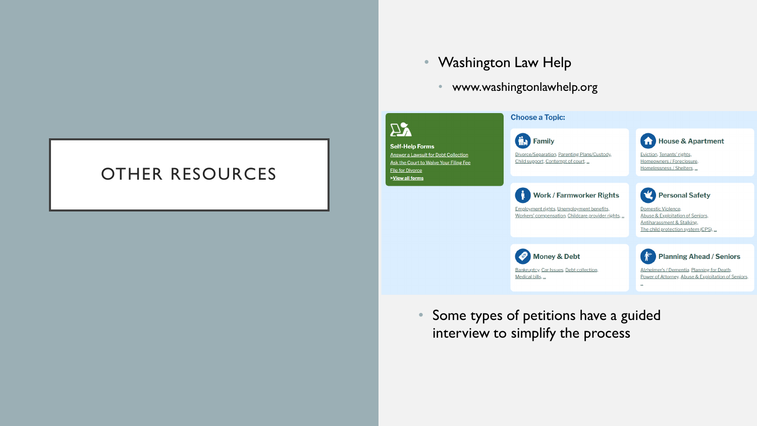# OTHER RESOURCES

- Washington Law Help
  - www.washingtonlawhelp.org

**Self-Help Forms**

Answer a Lawsuit for Debt Collection
Ask the Court to Waive Your Filing Fee
File for Divorce
>View all forms

**Choose a Topic:**

**Family**
Divorce/Separation, Parenting Plans/Custody, Child support, Contempt of court, ...

**House & Apartment**
Eviction, Tenants' rights, Homeowners / Foreclosure, Homelessness / Shelters, ...

**Work / Farmworker Rights**
Employment rights, Unemployment benefits, Workers' compensation, Childcare provider rights, ...

**Personal Safety**
Domestic Violence, Abuse & Exploitation of Seniors, Antiharassment & Stalking, The child protection system (CPS), ...

**Money & Debt**
Bankruptcy, Car Issues, Debt collection, Medical bills, ...

**Planning Ahead / Seniors**
Alzheimer's / Dementia, Planning for Death, Power of Attorney, Abuse & Exploitation of Seniors, ...

- Some types of petitions have a guided interview to simplify the process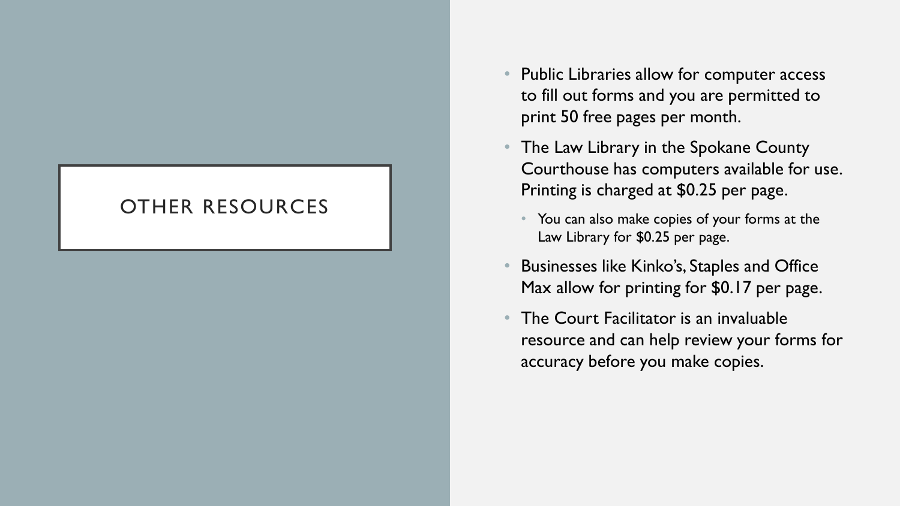# OTHER RESOURCES

- Public Libraries allow for computer access to fill out forms and you are permitted to print 50 free pages per month.
- The Law Library in the Spokane County Courthouse has computers available for use. Printing is charged at $0.25 per page.
  - You can also make copies of your forms at the Law Library for $0.25 per page.
- Businesses like Kinko's, Staples and Office Max allow for printing for $0.17 per page.
- The Court Facilitator is an invaluable resource and can help review your forms for accuracy before you make copies.